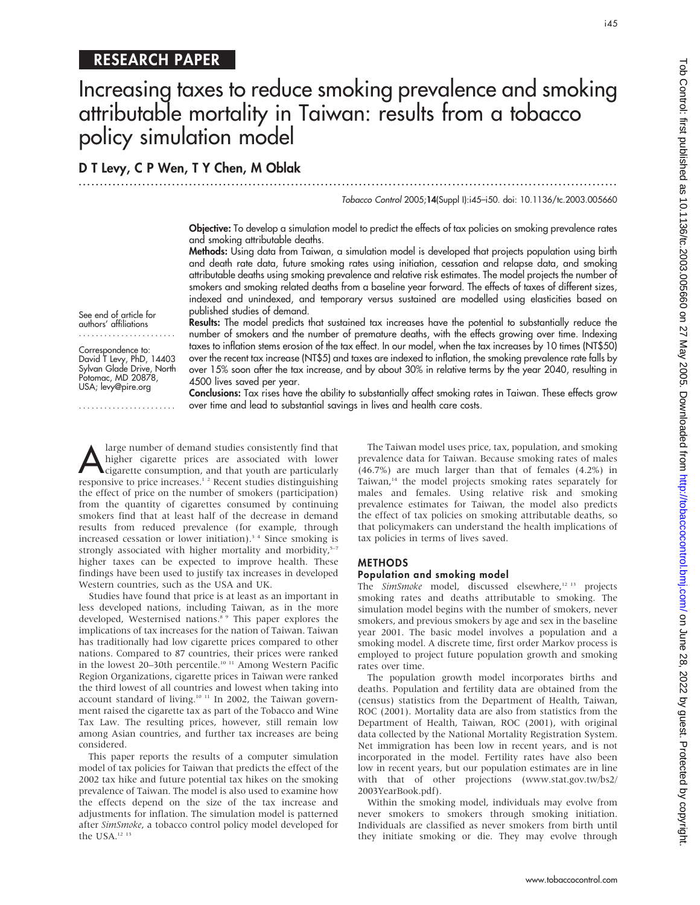RESEARCH PAPER

# Increasing taxes to reduce smoking prevalence and smoking attributable mortality in Taiwan: results from a tobacco policy simulation model

**D T Levy, C P Wen, T Y Chen, M Oblak**

*Tobacco Control* 2005;**14**(Suppl I):i45–i50. doi: 10.1136/tc.2003.005660

See end of article for authors' affiliations

Correspondence to: David T Levy, PhD, 14403 Sylvan Glade Drive, North Potomac, MD 20878, USA; levy@pire.org

**Objective:** To develop a simulation model to predict the effects of tax policies on smoking prevalence rates and smoking attributable deaths.

**Methods:** Using data from Taiwan, a simulation model is developed that projects population using birth and death rate data, future smoking rates using initiation, cessation and relapse data, and smoking attributable deaths using smoking prevalence and relative risk estimates. The model projects the number of smokers and smoking related deaths from a baseline year forward. The effects of taxes of different sizes, indexed and unindexed, and temporary versus sustained are modelled using elasticities based on published studies of demand.

**Results:** The model predicts that sustained tax increases have the potential to substantially reduce the number of smokers and the number of premature deaths, with the effects growing over time. Indexing taxes to inflation stems erosion of the tax effect. In our model, when the tax increases by 10 times (NT$50) over the recent tax increase (NT$5) and taxes are indexed to inflation, the smoking prevalence rate falls by over 15% soon after the tax increase, and by about 30% in relative terms by the year 2040, resulting in 4500 lives saved per year.

**Conclusions:** Tax rises have the ability to substantially affect smoking rates in Taiwan. These effects grow over time and lead to substantial savings in lives and health care costs.

A large number of demand studies consistently find that higher cigarette prices are associated with lower cigarette consumption, and that youth are particularly responsive to price increases.[1,2] Recent studies distinguishing the effect of price on the number of smokers (participation) from the quantity of cigarettes consumed by continuing smokers find that at least half of the decrease in demand results from reduced prevalence (for example, through increased cessation or lower initiation).[3,4] Since smoking is strongly associated with higher mortality and morbidity,[5–7] higher taxes can be expected to improve health. These findings have been used to justify tax increases in developed Western countries, such as the USA and UK.

Studies have found that price is at least as an important in less developed nations, including Taiwan, as in the more developed, Westernised nations.[8,9] This paper explores the implications of tax increases for the nation of Taiwan. Taiwan has traditionally had low cigarette prices compared to other nations. Compared to 87 countries, their prices were ranked in the lowest 20–30th percentile.[10,11] Among Western Pacific Region Organizations, cigarette prices in Taiwan were ranked the third lowest of all countries and lowest when taking into account standard of living.[10,11] In 2002, the Taiwan government raised the cigarette tax as part of the Tobacco and Wine Tax Law. The resulting prices, however, still remain low among Asian countries, and further tax increases are being considered.

This paper reports the results of a computer simulation model of tax policies for Taiwan that predicts the effect of the 2002 tax hike and future potential tax hikes on the smoking prevalence of Taiwan. The model is also used to examine how the effects depend on the size of the tax increase and adjustments for inflation. The simulation model is patterned after *SimSmoke*, a tobacco control policy model developed for the USA.[12,13]

The Taiwan model uses price, tax, population, and smoking prevalence data for Taiwan. Because smoking rates of males (46.7%) are much larger than that of females (4.2%) in Taiwan,[14] the model projects smoking rates separately for males and females. Using relative risk and smoking prevalence estimates for Taiwan, the model also predicts the effect of tax policies on smoking attributable deaths, so that policymakers can understand the health implications of tax policies in terms of lives saved.

## METHODS

### Population and smoking model

The *SimSmoke* model, discussed elsewhere,[12,13] projects smoking rates and deaths attributable to smoking. The simulation model begins with the number of smokers, never smokers, and previous smokers by age and sex in the baseline year 2001. The basic model involves a population and a smoking model. A discrete time, first order Markov process is employed to project future population growth and smoking rates over time.

The population growth model incorporates births and deaths. Population and fertility data are obtained from the (census) statistics from the Department of Health, Taiwan, ROC (2001). Mortality data are also from statistics from the Department of Health, Taiwan, ROC (2001), with original data collected by the National Mortality Registration System. Net immigration has been low in recent years, and is not incorporated in the model. Fertility rates have also been low in recent years, but our population estimates are in line with that of other projections (www.stat.gov.tw/bs2/2003YearBook.pdf).

Within the smoking model, individuals may evolve from never smokers to smokers through smoking initiation. Individuals are classified as never smokers from birth until they initiate smoking or die. They may evolve through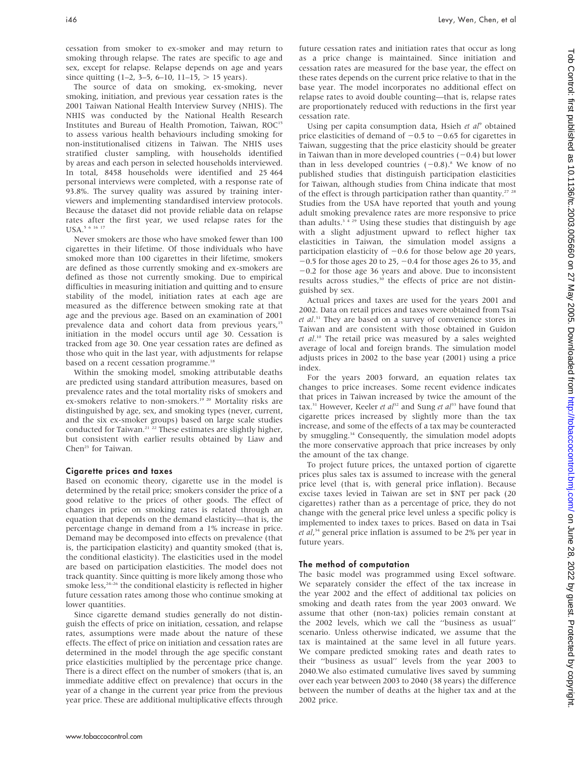cessation from smoker to ex-smoker and may return to smoking through relapse. The rates are specific to age and sex, except for relapse. Relapse depends on age and years since quitting (1–2, 3–5, 6–10, 11–15, > 15 years).

The source of data on smoking, ex-smoking, never smoking, initiation, and previous year cessation rates is the 2001 Taiwan National Health Interview Survey (NHIS). The NHIS was conducted by the National Health Research Institutes and Bureau of Health Promotion, Taiwan, ROC[15] to assess various health behaviours including smoking for non-institutionalised citizens in Taiwan. The NHIS uses stratified cluster sampling, with households identified by areas and each person in selected households interviewed. In total, 8458 households were identified and 25 464 personal interviews were completed, with a response rate of 93.8%. The survey quality was assured by training interviewers and implementing standardised interview protocols. Because the dataset did not provide reliable data on relapse rates after the first year, we used relapse rates for the USA.[5 6 16 17]

Never smokers are those who have smoked fewer than 100 cigarettes in their lifetime. Of those individuals who have smoked more than 100 cigarettes in their lifetime, smokers are defined as those currently smoking and ex-smokers are defined as those not currently smoking. Due to empirical difficulties in measuring initiation and quitting and to ensure stability of the model, initiation rates at each age are measured as the difference between smoking rate at that age and the previous age. Based on an examination of 2001 prevalence data and cohort data from previous years,[15] initiation in the model occurs until age 30. Cessation is tracked from age 30. One year cessation rates are defined as those who quit in the last year, with adjustments for relapse based on a recent cessation programme.[18]

Within the smoking model, smoking attributable deaths are predicted using standard attribution measures, based on prevalence rates and the total mortality risks of smokers and ex-smokers relative to non-smokers.[19 20] Mortality risks are distinguished by age, sex, and smoking types (never, current, and the six ex-smoker groups) based on large scale studies conducted for Taiwan.[21 22] These estimates are slightly higher, but consistent with earlier results obtained by Liaw and Chen[23] for Taiwan.

## Cigarette prices and taxes

Based on economic theory, cigarette use in the model is determined by the retail price; smokers consider the price of a good relative to the prices of other goods. The effect of changes in price on smoking rates is related through an equation that depends on the demand elasticity—that is, the percentage change in demand from a 1% increase in price. Demand may be decomposed into effects on prevalence (that is, the participation elasticity) and quantity smoked (that is, the conditional elasticity). The elasticities used in the model are based on participation elasticities. The model does not track quantity. Since quitting is more likely among those who smoke less,[24–26] the conditional elasticity is reflected in higher future cessation rates among those who continue smoking at lower quantities.

Since cigarette demand studies generally do not distinguish the effects of price on initiation, cessation, and relapse rates, assumptions were made about the nature of these effects. The effect of price on initiation and cessation rates are determined in the model through the age specific constant price elasticities multiplied by the percentage price change. There is a direct effect on the number of smokers (that is, an immediate additive effect on prevalence) that occurs in the year of a change in the current year price from the previous year price. These are additional multiplicative effects through future cessation rates and initiation rates that occur as long as a price change is maintained. Since initiation and cessation rates are measured for the base year, the effect on these rates depends on the current price relative to that in the base year. The model incorporates no additional effect on relapse rates to avoid double counting—that is, relapse rates are proportionately reduced with reductions in the first year cessation rate.

Using per capita consumption data, Hsieh *et al*[9] obtained price elasticities of demand of −0.5 to −0.65 for cigarettes in Taiwan, suggesting that the price elasticity should be greater in Taiwan than in more developed countries (−0.4) but lower than in less developed countries (−0.8).[8] We know of no published studies that distinguish participation elasticities for Taiwan, although studies from China indicate that most of the effect is through participation rather than quantity.[27 28] Studies from the USA have reported that youth and young adult smoking prevalence rates are more responsive to price than adults.[3 4 29] Using these studies that distinguish by age with a slight adjustment upward to reflect higher tax elasticities in Taiwan, the simulation model assigns a participation elasticity of −0.6 for those below age 20 years, −0.5 for those ages 20 to 25, −0.4 for those ages 26 to 35, and −0.2 for those age 36 years and above. Due to inconsistent results across studies,[30] the effects of price are not distinguished by sex.

Actual prices and taxes are used for the years 2001 and 2002. Data on retail prices and taxes were obtained from Tsai *et al*.[31] They are based on a survey of convenience stores in Taiwan and are consistent with those obtained in Guidon *et al*.[10] The retail price was measured by a sales weighted average of local and foreign brands. The simulation model adjusts prices in 2002 to the base year (2001) using a price index.

For the years 2003 forward, an equation relates tax changes to price increases. Some recent evidence indicates that prices in Taiwan increased by twice the amount of the tax.[31] However, Keeler *et al*[32] and Sung *et al*[33] have found that cigarette prices increased by slightly more than the tax increase, and some of the effects of a tax may be counteracted by smuggling.[34] Consequently, the simulation model adopts the more conservative approach that price increases by only the amount of the tax change.

To project future prices, the untaxed portion of cigarette prices plus sales tax is assumed to increase with the general price level (that is, with general price inflation). Because excise taxes levied in Taiwan are set in \$NT per pack (20 cigarettes) rather than as a percentage of price, they do not change with the general price level unless a specific policy is implemented to index taxes to prices. Based on data in Tsai *et al*,[34] general price inflation is assumed to be 2% per year in future years.

## The method of computation

The basic model was programmed using Excel software. We separately consider the effect of the tax increase in the year 2002 and the effect of additional tax policies on smoking and death rates from the year 2003 onward. We assume that other (non-tax) policies remain constant at the 2002 levels, which we call the ''business as usual'' scenario. Unless otherwise indicated, we assume that the tax is maintained at the same level in all future years. We compare predicted smoking rates and death rates to their ''business as usual'' levels from the year 2003 to 2040.We also estimated cumulative lives saved by summing over each year between 2003 to 2040 (38 years) the difference between the number of deaths at the higher tax and at the 2002 price.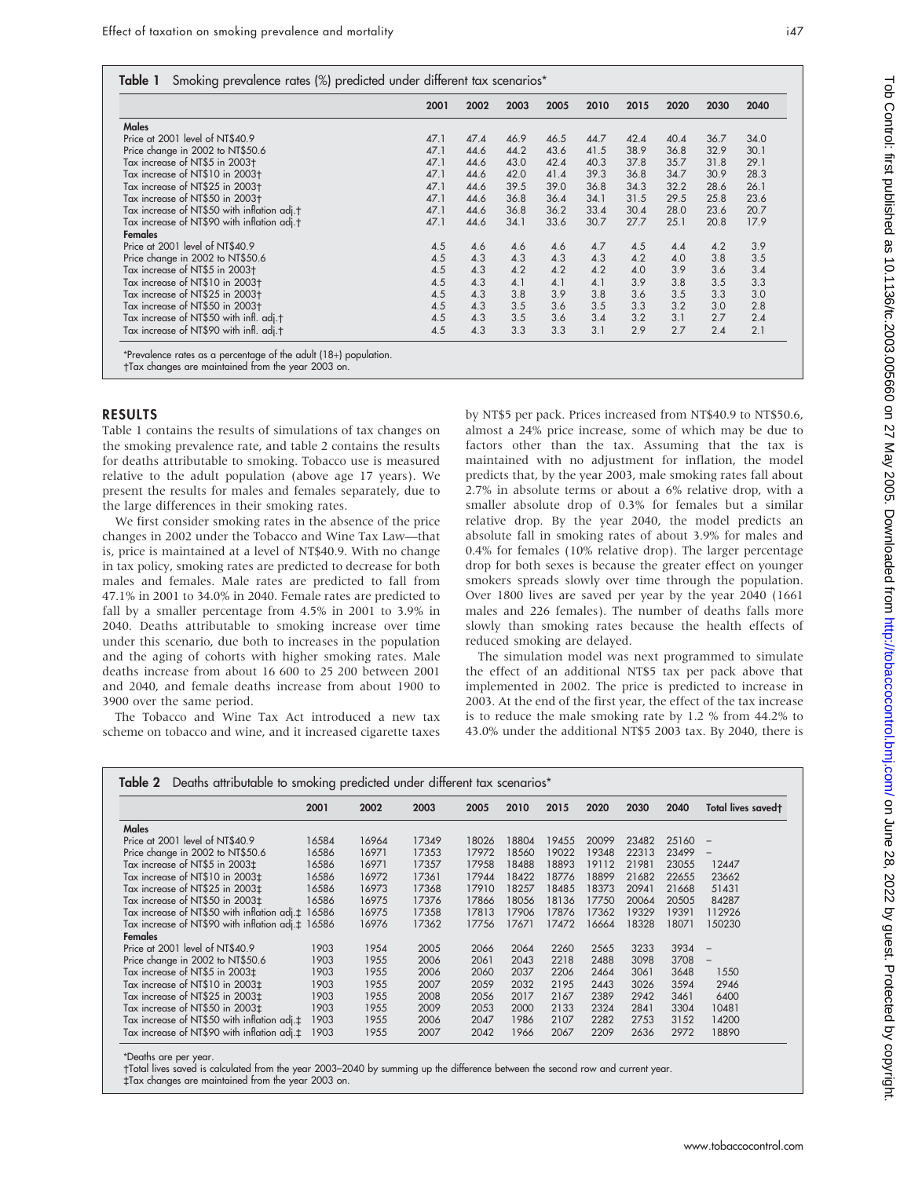**Table 1** Smoking prevalence rates (%) predicted under different tax scenarios*

| | 2001 | 2002 | 2003 | 2005 | 2010 | 2015 | 2020 | 2030 | 2040 |
|---|---|---|---|---|---|---|---|---|---|
| **Males** | | | | | | | | | |
| Price at 2001 level of NT$40.9 | 47.1 | 47.4 | 46.9 | 46.5 | 44.7 | 42.4 | 40.4 | 36.7 | 34.0 |
| Price change in 2002 to NT$50.6 | 47.1 | 44.6 | 44.2 | 43.6 | 41.5 | 38.9 | 36.8 | 32.9 | 30.1 |
| Tax increase of NT$5 in 2003† | 47.1 | 44.6 | 43.0 | 42.4 | 40.3 | 37.8 | 35.7 | 31.8 | 29.1 |
| Tax increase of NT$10 in 2003† | 47.1 | 44.6 | 42.0 | 41.4 | 39.3 | 36.8 | 34.7 | 30.9 | 28.3 |
| Tax increase of NT$25 in 2003† | 47.1 | 44.6 | 39.5 | 39.0 | 36.8 | 34.3 | 32.2 | 28.6 | 26.1 |
| Tax increase of NT$50 in 2003† | 47.1 | 44.6 | 36.8 | 36.4 | 34.1 | 31.5 | 29.5 | 25.8 | 23.6 |
| Tax increase of NT$50 with inflation adj.† | 47.1 | 44.6 | 36.8 | 36.2 | 33.4 | 30.4 | 28.0 | 23.6 | 20.7 |
| Tax increase of NT$90 with inflation adj.† | 47.1 | 44.6 | 34.1 | 33.6 | 30.7 | 27.7 | 25.1 | 20.8 | 17.9 |
| **Females** | | | | | | | | | |
| Price at 2001 level of NT$40.9 | 4.5 | 4.6 | 4.6 | 4.6 | 4.7 | 4.5 | 4.4 | 4.2 | 3.9 |
| Price change in 2002 to NT$50.6 | 4.5 | 4.3 | 4.3 | 4.3 | 4.3 | 4.2 | 4.0 | 3.8 | 3.5 |
| Tax increase of NT$5 in 2003† | 4.5 | 4.3 | 4.2 | 4.2 | 4.2 | 4.0 | 3.9 | 3.6 | 3.4 |
| Tax increase of NT$10 in 2003† | 4.5 | 4.3 | 4.1 | 4.1 | 4.1 | 3.9 | 3.8 | 3.5 | 3.3 |
| Tax increase of NT$25 in 2003† | 4.5 | 4.3 | 3.8 | 3.9 | 3.8 | 3.6 | 3.5 | 3.3 | 3.0 |
| Tax increase of NT$50 in 2003† | 4.5 | 4.3 | 3.5 | 3.6 | 3.5 | 3.3 | 3.2 | 3.0 | 2.8 |
| Tax increase of NT$50 with infl. adj.† | 4.5 | 4.3 | 3.5 | 3.6 | 3.4 | 3.2 | 3.1 | 2.7 | 2.4 |
| Tax increase of NT$90 with infl. adj.† | 4.5 | 4.3 | 3.3 | 3.3 | 3.1 | 2.9 | 2.7 | 2.4 | 2.1 |

*Prevalence rates as a percentage of the adult (18+) population.
†Tax changes are maintained from the year 2003 on.

## RESULTS

Table 1 contains the results of simulations of tax changes on the smoking prevalence rate, and table 2 contains the results for deaths attributable to smoking. Tobacco use is measured relative to the adult population (above age 17 years). We present the results for males and females separately, due to the large differences in their smoking rates.

We first consider smoking rates in the absence of the price changes in 2002 under the Tobacco and Wine Tax Law—that is, price is maintained at a level of NT$40.9. With no change in tax policy, smoking rates are predicted to decrease for both males and females. Male rates are predicted to fall from 47.1% in 2001 to 34.0% in 2040. Female rates are predicted to fall by a smaller percentage from 4.5% in 2001 to 3.9% in 2040. Deaths attributable to smoking increase over time under this scenario, due both to increases in the population and the aging of cohorts with higher smoking rates. Male deaths increase from about 16 600 to 25 200 between 2001 and 2040, and female deaths increase from about 1900 to 3900 over the same period.

The Tobacco and Wine Tax Act introduced a new tax scheme on tobacco and wine, and it increased cigarette taxes by NT$5 per pack. Prices increased from NT$40.9 to NT$50.6, almost a 24% price increase, some of which may be due to factors other than the tax. Assuming that the tax is maintained with no adjustment for inflation, the model predicts that, by the year 2003, male smoking rates fall about 2.7% in absolute terms or about a 6% relative drop, with a smaller absolute drop of 0.3% for females but a similar relative drop. By the year 2040, the model predicts an absolute fall in smoking rates of about 3.9% for males and 0.4% for females (10% relative drop). The larger percentage drop for both sexes is because the greater effect on younger smokers spreads slowly over time through the population. Over 1800 lives are saved per year by the year 2040 (1661 males and 226 females). The number of deaths falls more slowly than smoking rates because the health effects of reduced smoking are delayed.

The simulation model was next programmed to simulate the effect of an additional NT$5 tax per pack above that implemented in 2002. The price is predicted to increase in 2003. At the end of the first year, the effect of the tax increase is to reduce the male smoking rate by 1.2 % from 44.2% to 43.0% under the additional NT$5 2003 tax. By 2040, there is

**Table 2** Deaths attributable to smoking predicted under different tax scenarios*

| | 2001 | 2002 | 2003 | 2005 | 2010 | 2015 | 2020 | 2030 | 2040 | Total lives saved† |
|---|---|---|---|---|---|---|---|---|---|---|
| **Males** | | | | | | | | | | |
| Price at 2001 level of NT$40.9 | 16584 | 16964 | 17349 | 18026 | 18804 | 19455 | 20099 | 23482 | 25160 | – |
| Price change in 2002 to NT$50.6 | 16586 | 16971 | 17353 | 17972 | 18560 | 19022 | 19348 | 22313 | 23499 | – |
| Tax increase of NT$5 in 2003‡ | 16586 | 16971 | 17357 | 17958 | 18488 | 18893 | 19112 | 21981 | 23055 | 12447 |
| Tax increase of NT$10 in 2003‡ | 16586 | 16972 | 17361 | 17944 | 18422 | 18776 | 18899 | 21682 | 22655 | 23662 |
| Tax increase of NT$25 in 2003‡ | 16586 | 16973 | 17368 | 17910 | 18257 | 18485 | 18373 | 20941 | 21668 | 51431 |
| Tax increase of NT$50 in 2003‡ | 16586 | 16975 | 17376 | 17866 | 18056 | 18136 | 17750 | 20064 | 20505 | 84287 |
| Tax increase of NT$50 with inflation adj.‡ | 16586 | 16975 | 17358 | 17813 | 17906 | 17876 | 17362 | 19329 | 19391 | 112926 |
| Tax increase of NT$90 with inflation adj.‡ | 16586 | 16976 | 17362 | 17756 | 17671 | 17472 | 16664 | 18328 | 18071 | 150230 |
| **Females** | | | | | | | | | | |
| Price at 2001 level of NT$40.9 | 1903 | 1954 | 2005 | 2066 | 2064 | 2260 | 2565 | 3233 | 3934 | – |
| Price change in 2002 to NT$50.6 | 1903 | 1955 | 2006 | 2061 | 2043 | 2218 | 2488 | 3098 | 3708 | – |
| Tax increase of NT$5 in 2003‡ | 1903 | 1955 | 2006 | 2060 | 2037 | 2206 | 2464 | 3061 | 3648 | 1550 |
| Tax increase of NT$10 in 2003‡ | 1903 | 1955 | 2007 | 2059 | 2032 | 2195 | 2443 | 3026 | 3594 | 2946 |
| Tax increase of NT$25 in 2003‡ | 1903 | 1955 | 2008 | 2056 | 2017 | 2167 | 2389 | 2942 | 3461 | 6400 |
| Tax increase of NT$50 in 2003‡ | 1903 | 1955 | 2009 | 2053 | 2000 | 2133 | 2324 | 2841 | 3304 | 10481 |
| Tax increase of NT$50 with inflation adj.‡ | 1903 | 1955 | 2006 | 2047 | 1986 | 2107 | 2282 | 2753 | 3152 | 14200 |
| Tax increase of NT$90 with inflation adj.‡ | 1903 | 1955 | 2007 | 2042 | 1966 | 2067 | 2209 | 2636 | 2972 | 18890 |

*Deaths are per year.
†Total lives saved is calculated from the year 2003–2040 by summing up the difference between the second row and current year.
‡Tax changes are maintained from the year 2003 on.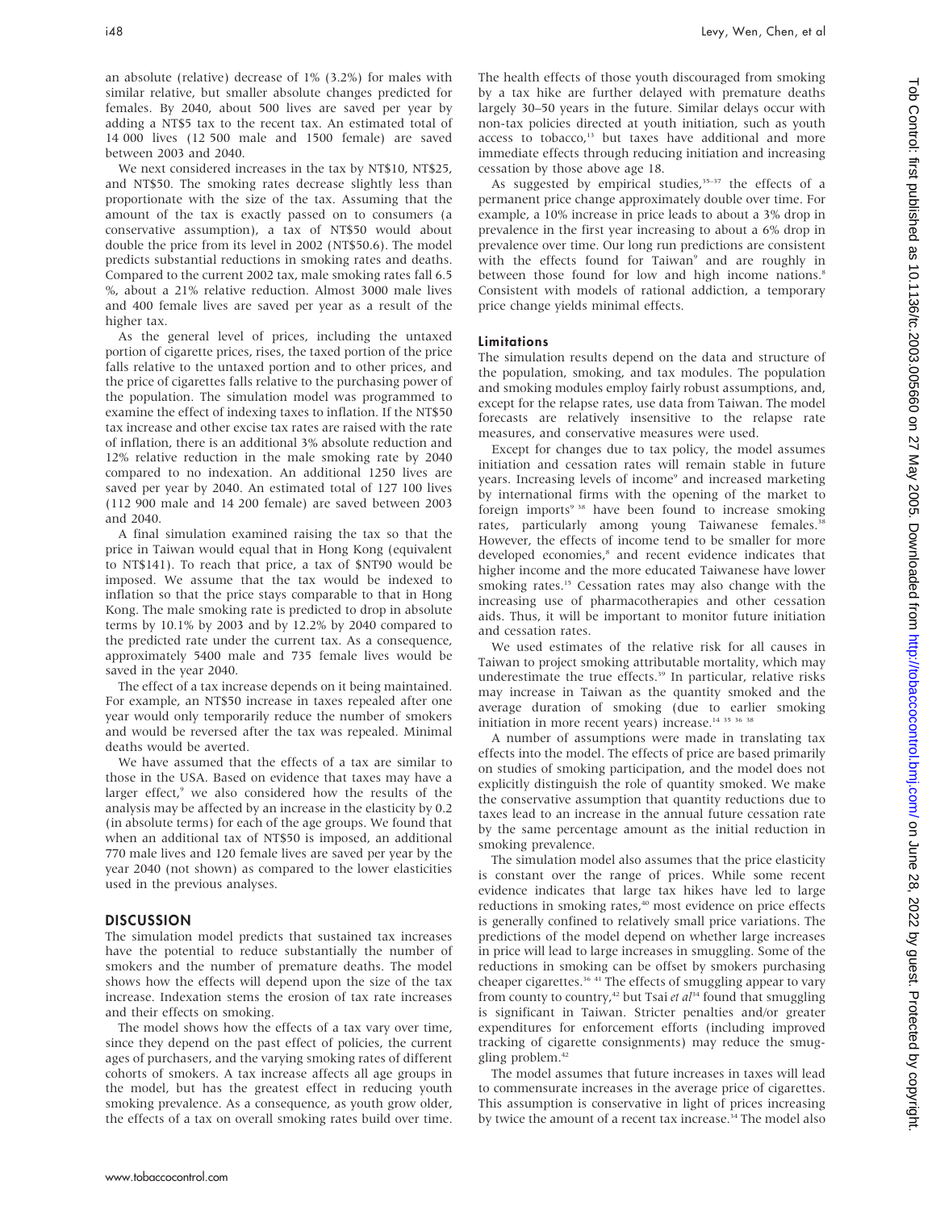an absolute (relative) decrease of 1% (3.2%) for males with similar relative, but smaller absolute changes predicted for females. By 2040, about 500 lives are saved per year by adding a NT$5 tax to the recent tax. An estimated total of 14 000 lives (12 500 male and 1500 female) are saved between 2003 and 2040.

We next considered increases in the tax by NT$10, NT$25, and NT$50. The smoking rates decrease slightly less than proportionate with the size of the tax. Assuming that the amount of the tax is exactly passed on to consumers (a conservative assumption), a tax of NT$50 would about double the price from its level in 2002 (NT$50.6). The model predicts substantial reductions in smoking rates and deaths. Compared to the current 2002 tax, male smoking rates fall 6.5 %, about a 21% relative reduction. Almost 3000 male lives and 400 female lives are saved per year as a result of the higher tax.

As the general level of prices, including the untaxed portion of cigarette prices, rises, the taxed portion of the price falls relative to the untaxed portion and to other prices, and the price of cigarettes falls relative to the purchasing power of the population. The simulation model was programmed to examine the effect of indexing taxes to inflation. If the NT$50 tax increase and other excise tax rates are raised with the rate of inflation, there is an additional 3% absolute reduction and 12% relative reduction in the male smoking rate by 2040 compared to no indexation. An additional 1250 lives are saved per year by 2040. An estimated total of 127 100 lives (112 900 male and 14 200 female) are saved between 2003 and 2040.

A final simulation examined raising the tax so that the price in Taiwan would equal that in Hong Kong (equivalent to NT$141). To reach that price, a tax of $NT90 would be imposed. We assume that the tax would be indexed to inflation so that the price stays comparable to that in Hong Kong. The male smoking rate is predicted to drop in absolute terms by 10.1% by 2003 and by 12.2% by 2040 compared to the predicted rate under the current tax. As a consequence, approximately 5400 male and 735 female lives would be saved in the year 2040.

The effect of a tax increase depends on it being maintained. For example, an NT$50 increase in taxes repealed after one year would only temporarily reduce the number of smokers and would be reversed after the tax was repealed. Minimal deaths would be averted.

We have assumed that the effects of a tax are similar to those in the USA. Based on evidence that taxes may have a larger effect,[9] we also considered how the results of the analysis may be affected by an increase in the elasticity by 0.2 (in absolute terms) for each of the age groups. We found that when an additional tax of NT$50 is imposed, an additional 770 male lives and 120 female lives are saved per year by the year 2040 (not shown) as compared to the lower elasticities used in the previous analyses.

## DISCUSSION

The simulation model predicts that sustained tax increases have the potential to reduce substantially the number of smokers and the number of premature deaths. The model shows how the effects will depend upon the size of the tax increase. Indexation stems the erosion of tax rate increases and their effects on smoking.

The model shows how the effects of a tax vary over time, since they depend on the past effect of policies, the current ages of purchasers, and the varying smoking rates of different cohorts of smokers. A tax increase affects all age groups in the model, but has the greatest effect in reducing youth smoking prevalence. As a consequence, as youth grow older, the effects of a tax on overall smoking rates build over time. The health effects of those youth discouraged from smoking by a tax hike are further delayed with premature deaths largely 30–50 years in the future. Similar delays occur with non-tax policies directed at youth initiation, such as youth access to tobacco,[13] but taxes have additional and more immediate effects through reducing initiation and increasing cessation by those above age 18.

As suggested by empirical studies,[35–37] the effects of a permanent price change approximately double over time. For example, a 10% increase in price leads to about a 3% drop in prevalence in the first year increasing to about a 6% drop in prevalence over time. Our long run predictions are consistent with the effects found for Taiwan[9] and are roughly in between those found for low and high income nations.[8] Consistent with models of rational addiction, a temporary price change yields minimal effects.

### Limitations

The simulation results depend on the data and structure of the population, smoking, and tax modules. The population and smoking modules employ fairly robust assumptions, and, except for the relapse rates, use data from Taiwan. The model forecasts are relatively insensitive to the relapse rate measures, and conservative measures were used.

Except for changes due to tax policy, the model assumes initiation and cessation rates will remain stable in future years. Increasing levels of income[9] and increased marketing by international firms with the opening of the market to foreign imports[9 38] have been found to increase smoking rates, particularly among young Taiwanese females.[38] However, the effects of income tend to be smaller for more developed economies,[8] and recent evidence indicates that higher income and the more educated Taiwanese have lower smoking rates.[15] Cessation rates may also change with the increasing use of pharmacotherapies and other cessation aids. Thus, it will be important to monitor future initiation and cessation rates.

We used estimates of the relative risk for all causes in Taiwan to project smoking attributable mortality, which may underestimate the true effects.[39] In particular, relative risks may increase in Taiwan as the quantity smoked and the average duration of smoking (due to earlier smoking initiation in more recent years) increase.[14 35 36 38]

A number of assumptions were made in translating tax effects into the model. The effects of price are based primarily on studies of smoking participation, and the model does not explicitly distinguish the role of quantity smoked. We make the conservative assumption that quantity reductions due to taxes lead to an increase in the annual future cessation rate by the same percentage amount as the initial reduction in smoking prevalence.

The simulation model also assumes that the price elasticity is constant over the range of prices. While some recent evidence indicates that large tax hikes have led to large reductions in smoking rates,[40] most evidence on price effects is generally confined to relatively small price variations. The predictions of the model depend on whether large increases in price will lead to large increases in smuggling. Some of the reductions in smoking can be offset by smokers purchasing cheaper cigarettes.[36 41] The effects of smuggling appear to vary from county to country,[42] but Tsai *et al*[34] found that smuggling is significant in Taiwan. Stricter penalties and/or greater expenditures for enforcement efforts (including improved tracking of cigarette consignments) may reduce the smuggling problem.[42]

The model assumes that future increases in taxes will lead to commensurate increases in the average price of cigarettes. This assumption is conservative in light of prices increasing by twice the amount of a recent tax increase.[34] The model also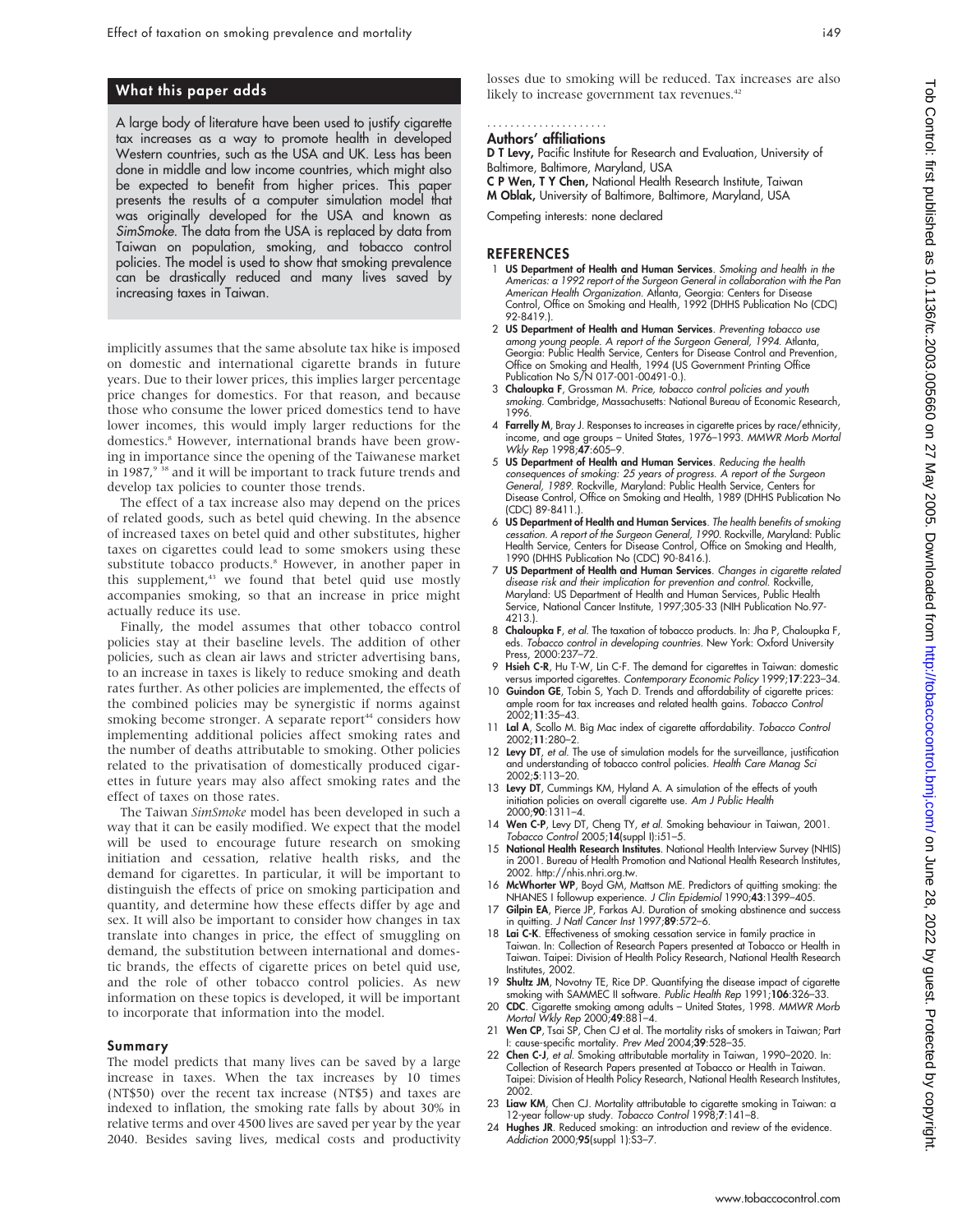## What this paper adds

A large body of literature have been used to justify cigarette tax increases as a way to promote health in developed Western countries, such as the USA and UK. Less has been done in middle and low income countries, which might also be expected to benefit from higher prices. This paper presents the results of a computer simulation model that was originally developed for the USA and known as *SimSmoke*. The data from the USA is replaced by data from Taiwan on population, smoking, and tobacco control policies. The model is used to show that smoking prevalence can be drastically reduced and many lives saved by increasing taxes in Taiwan.

implicitly assumes that the same absolute tax hike is imposed on domestic and international cigarette brands in future years. Due to their lower prices, this implies larger percentage price changes for domestics. For that reason, and because those who consume the lower priced domestics tend to have lower incomes, this would imply larger reductions for the domestics.[8] However, international brands have been growing in importance since the opening of the Taiwanese market in 1987,[9 38] and it will be important to track future trends and develop tax policies to counter those trends.

The effect of a tax increase also may depend on the prices of related goods, such as betel quid chewing. In the absence of increased taxes on betel quid and other substitutes, higher taxes on cigarettes could lead to some smokers using these substitute tobacco products.[8] However, in another paper in this supplement,[43] we found that betel quid use mostly accompanies smoking, so that an increase in price might actually reduce its use.

Finally, the model assumes that other tobacco control policies stay at their baseline levels. The addition of other policies, such as clean air laws and stricter advertising bans, to an increase in taxes is likely to reduce smoking and death rates further. As other policies are implemented, the effects of the combined policies may be synergistic if norms against smoking become stronger. A separate report[44] considers how implementing additional policies affect smoking rates and the number of deaths attributable to smoking. Other policies related to the privatisation of domestically produced cigarettes in future years may also affect smoking rates and the effect of taxes on those rates.

The Taiwan *SimSmoke* model has been developed in such a way that it can be easily modified. We expect that the model will be used to encourage future research on smoking initiation and cessation, relative health risks, and the demand for cigarettes. In particular, it will be important to distinguish the effects of price on smoking participation and quantity, and determine how these effects differ by age and sex. It will also be important to consider how changes in tax translate into changes in price, the effect of smuggling on demand, the substitution between international and domestic brands, the effects of cigarette prices on betel quid use, and the role of other tobacco control policies. As new information on these topics is developed, it will be important to incorporate that information into the model.

### Summary

The model predicts that many lives can be saved by a large increase in taxes. When the tax increases by 10 times (NT$50) over the recent tax increase (NT$5) and taxes are indexed to inflation, the smoking rate falls by about 30% in relative terms and over 4500 lives are saved per year by the year 2040. Besides saving lives, medical costs and productivity losses due to smoking will be reduced. Tax increases are also likely to increase government tax revenues.[42]

### Authors' affiliations

**D T Levy,** Pacific Institute for Research and Evaluation, University of Baltimore, Baltimore, Maryland, USA
**C P Wen, T Y Chen,** National Health Research Institute, Taiwan
**M Oblak,** University of Baltimore, Baltimore, Maryland, USA

Competing interests: none declared

## REFERENCES

1. **US Department of Health and Human Services**. *Smoking and health in the Americas: a 1992 report of the Surgeon General in collaboration with the Pan American Health Organization*. Atlanta, Georgia: Centers for Disease Control, Office on Smoking and Health, 1992 (DHHS Publication No (CDC) 92-8419.).
2. **US Department of Health and Human Services**. *Preventing tobacco use among young people. A report of the Surgeon General, 1994*. Atlanta, Georgia: Public Health Service, Centers for Disease Control and Prevention, Office on Smoking and Health, 1994 (US Government Printing Office Publication No S/N 017-001-00491-0.).
3. **Chaloupka F**, Grossman M. *Price, tobacco control policies and youth smoking*. Cambridge, Massachusetts: National Bureau of Economic Research, 1996.
4. **Farrelly M**, Bray J. Responses to increases in cigarette prices by race/ethnicity, income, and age groups – United States, 1976–1993. *MMWR Morb Mortal Wkly Rep* 1998;**47**:605–9.
5. **US Department of Health and Human Services**. *Reducing the health consequences of smoking: 25 years of progress. A report of the Surgeon General, 1989*. Rockville, Maryland: Public Health Service, Centers for Disease Control, Office on Smoking and Health, 1989 (DHHS Publication No (CDC) 89-8411.).
6. **US Department of Health and Human Services**. *The health benefits of smoking cessation. A report of the Surgeon General, 1990*. Rockville, Maryland: Public Health Service, Centers for Disease Control, Office on Smoking and Health, 1990 (DHHS Publication No (CDC) 90-8416.).
7. **US Department of Health and Human Services**. *Changes in cigarette related disease risk and their implication for prevention and control*. Rockville, Maryland: US Department of Health and Human Services, Public Health Service, National Cancer Institute, 1997;305-33 (NIH Publication No.97-4213.).
8. **Chaloupka F**, *et al*. The taxation of tobacco products. In: Jha P, Chaloupka F, eds. *Tobacco control in developing countries*. New York: Oxford University Press, 2000:237–72.
9. **Hsieh C-R**, Hu T-W, Lin C-F. The demand for cigarettes in Taiwan: domestic versus imported cigarettes. *Contemporary Economic Policy* 1999;**17**:223–34.
10. **Guindon GE**, Tobin S, Yach D. Trends and affordability of cigarette prices: ample room for tax increases and related health gains. *Tobacco Control* 2002;**11**:35–43.
11. **Lal A**, Scollo M. Big Mac index of cigarette affordability. *Tobacco Control* 2002;**11**:280–2.
12. **Levy DT**, *et al*. The use of simulation models for the surveillance, justification and understanding of tobacco control policies. *Health Care Manag Sci* 2002;**5**:113–20.
13. **Levy DT**, Cummings KM, Hyland A. A simulation of the effects of youth initiation policies on overall cigarette use. *Am J Public Health* 2000;**90**:1311–4.
14. **Wen C-P**, Levy DT, Cheng TY, *et al*. Smoking behaviour in Taiwan, 2001. *Tobacco Control* 2005;**14**(suppl I):i51–5.
15. **National Health Research Institutes**. National Health Interview Survey (NHIS) in 2001. Bureau of Health Promotion and National Health Research Institutes, 2002. http://nhis.nhri.org.tw.
16. **McWhorter WP**, Boyd GM, Mattson ME. Predictors of quitting smoking: the NHANES I followup experience. *J Clin Epidemiol* 1990;**43**:1399–405.
17. **Gilpin EA**, Pierce JP, Farkas AJ. Duration of smoking abstinence and success in quitting. *J Natl Cancer Inst* 1997;**89**:572–6.
18. **Lai C-K**. Effectiveness of smoking cessation service in family practice in Taiwan. In: Collection of Research Papers presented at Tobacco or Health in Taiwan. Taipei: Division of Health Policy Research, National Health Research Institutes, 2002.
19. **Shultz JM**, Novotny TE, Rice DP. Quantifying the disease impact of cigarette smoking with SAMMEC II software. *Public Health Rep* 1991;**106**:326–33.
20. **CDC**. Cigarette smoking among adults – United States, 1998. *MMWR Morb Mortal Wkly Rep* 2000;**49**:881–4.
21. **Wen CP**, Tsai SP, Chen CJ et al. The mortality risks of smokers in Taiwan; Part I: cause-specific mortality. *Prev Med* 2004;**39**:528–35.
22. **Chen C-J**, *et al*. Smoking attributable mortality in Taiwan, 1990–2020. In: Collection of Research Papers presented at Tobacco or Health in Taiwan. Taipei: Division of Health Policy Research, National Health Research Institutes, 2002.
23. **Liaw KM**, Chen CJ. Mortality attributable to cigarette smoking in Taiwan: a 12-year follow-up study. *Tobacco Control* 1998;**7**:141–8.
24. **Hughes JR**. Reduced smoking: an introduction and review of the evidence. *Addiction* 2000;**95**(suppl 1):S3–7.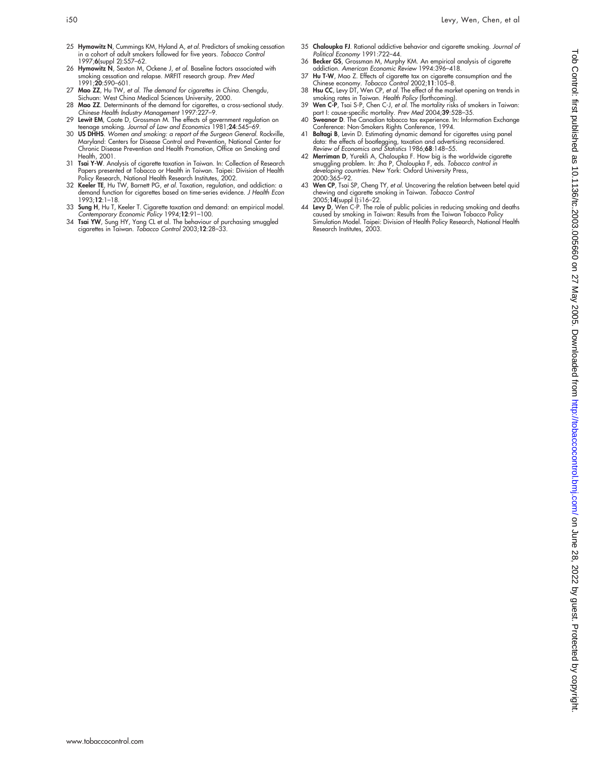25 **Hymowitz N**, Cummings KM, Hyland A, *et al*. Predictors of smoking cessation in a cohort of adult smokers followed for five years. *Tobacco Control* 1997;**6**(suppl 2):S57–62.

26 **Hymowitz N**, Sexton M, Ockene J, *et al*. Baseline factors associated with smoking cessation and relapse. MRFIT research group. *Prev Med* 1991;**20**:590–601.

27 **Mao ZZ**, Hu TW, *et al*. *The demand for cigarettes in China*. Chengdu, Sichuan: West China Medical Sciences University, 2000.

28 **Mao ZZ**. Determinants of the demand for cigarettes, a cross-sectional study. *Chinese Health Industry Management* 1997:227–9.

29 **Lewit EM**, Coate D, Grossman M. The effects of government regulation on teenage smoking. *Journal of Law and Economics* 1981;**24**:545–69.

30 **US DHHS**. *Women and smoking: a report of the Surgeon General*. Rockville, Maryland: Centers for Disease Control and Prevention, National Center for Chronic Disease Prevention and Health Promotion, Office on Smoking and Health, 2001.

31 **Tsai Y-W**. Analysis of cigarette taxation in Taiwan. In: Collection of Research Papers presented at Tobacco or Health in Taiwan. Taipei: Division of Health Policy Research, National Health Research Institutes, 2002.

32 **Keeler TE**, Hu TW, Barnett PG, *et al*. Taxation, regulation, and addiction: a demand function for cigarettes based on time-series evidence. *J Health Econ* 1993;**12**:1–18.

33 **Sung H**, Hu T, Keeler T. Cigarette taxation and demand: an empirical model. *Contemporary Economic Policy* 1994;**12**:91–100.

34 **Tsai YW**, Sung HY, Yang CL et al. The behaviour of purchasing smuggled cigarettes in Taiwan. *Tobacco Control* 2003;**12**:28–33.

35 **Chaloupka FJ**. Rational addictive behavior and cigarette smoking. *Journal of Political Economy* 1991:722–44.

36 **Becker GS**, Grossman M, Murphy KM. An empirical analysis of cigarette addiction. *American Economic Review* 1994:396–418.

37 **Hu T-W**, Mao Z. Effects of cigarette tax on cigarette consumption and the Chinese economy. *Tobacco Control* 2002;**11**:105–8.

38 **Hsu CC**, Levy DT, Wen CP, *et al*. The effect of the market opening on trends in smoking rates in Taiwan. *Health Policy* (forthcoming).

39 **Wen C-P**, Tsai S-P, Chen C-J, *et al*. The mortality risks of smokers in Taiwan: part I: cause-specific mortality. *Prev Med* 2004;**39**:528–35.

40 **Sweanor D**. The Canadian tobacco tax experience. In: Information Exchange Conference: Non-Smokers Rights Conference, 1994.

41 **Baltagi B**, Levin D. Estimating dynamic demand for cigarettes using panel data: the effects of bootlegging, taxation and advertising reconsidered. *Review of Economics and Statistics* 1986;**68**:148–55.

42 **Merriman D**, Yurekli A, Chaloupka F. How big is the worldwide cigarette smuggling problem. In: Jha P, Chaloupka F, eds. *Tobacco control in developing countries*. New York: Oxford University Press, 2000:365–92.

43 **Wen CP**, Tsai SP, Cheng TY, *et al*. Uncovering the relation between betel quid chewing and cigarette smoking in Taiwan. *Tobacco Control* 2005;**14**(suppl I):i16–22.

44 **Levy D**, Wen C-P. The role of public policies in reducing smoking and deaths caused by smoking in Taiwan: Results from the Taiwan Tobacco Policy Simulation Model. Taipei: Division of Health Policy Research, National Health Research Institutes, 2003.